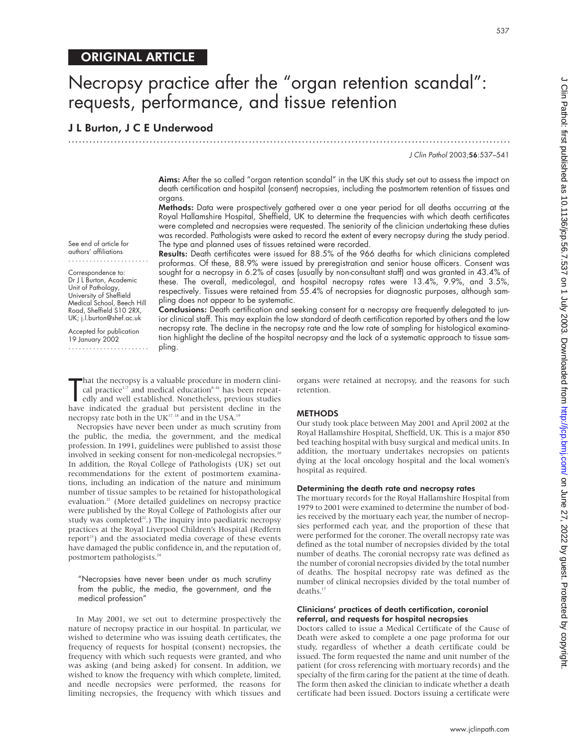ORIGINAL ARTICLE

# Necropsy practice after the "organ retention scandal": requests, performance, and tissue retention

**J L Burton, J C E Underwood**

See end of article for authors' affiliations

Correspondence to: Dr J L Burton, Academic Unit of Pathology, University of Sheffield Medical School, Beech Hill Road, Sheffield S10 2RX, UK; j.l.burton@shef.ac.uk

Accepted for publication 19 January 2002

**Aims:** After the so called "organ retention scandal" in the UK this study set out to assess the impact on death certification and hospital (consent) necropsies, including the postmortem retention of tissues and organs.

**Methods:** Data were prospectively gathered over a one year period for all deaths occurring at the Royal Hallamshire Hospital, Sheffield, UK to determine the frequencies with which death certificates were completed and necropsies were requested. The seniority of the clinician undertaking these duties was recorded. Pathologists were asked to record the extent of every necropsy during the study period. The type and planned uses of tissues retained were recorded.

**Results:** Death certificates were issued for 88.5% of the 966 deaths for which clinicians completed proformas. Of these, 88.9% were issued by preregistration and senior house officers. Consent was sought for a necropsy in 6.2% of cases (usually by non-consultant staff) and was granted in 43.4% of these. The overall, medicolegal, and hospital necropsy rates were 13.4%, 9.9%, and 3.5%, respectively. Tissues were retained from 55.4% of necropsies for diagnostic purposes, although sampling does not appear to be systematic.

**Conclusions:** Death certification and seeking consent for a necropsy are frequently delegated to junior clinical staff. This may explain the low standard of death certification reported by others and the low necropsy rate. The decline in the necropsy rate and the low rate of sampling for histological examination highlight the decline of the hospital necropsy and the lack of a systematic approach to tissue sampling.

That the necropsy is a valuable procedure in modern clinical practice[1–7] and medical education[8–16] has been repeatedly and well established. Nonetheless, previous studies have indicated the gradual but persistent decline in the necropsy rate both in the UK[17,18] and in the USA.[19]

Necropsies have never been under as much scrutiny from the public, the media, the government, and the medical profession. In 1991, guidelines were published to assist those involved in seeking consent for non-medicolegal necropsies.[20] In addition, the Royal College of Pathologists (UK) set out recommendations for the extent of postmortem examinations, including an indication of the nature and minimum number of tissue samples to be retained for histopathological evaluation.[21] (More detailed guidelines on necropsy practice were published by the Royal College of Pathologists after our study was completed[22].) The inquiry into paediatric necropsy practices at the Royal Liverpool Children's Hospital (Redfern report[23]) and the associated media coverage of these events have damaged the public confidence in, and the reputation of, postmortem pathologists.[24]

> "Necropsies have never been under as much scrutiny from the public, the media, the government, and the medical profession"

In May 2001, we set out to determine prospectively the nature of necropsy practice in our hospital. In particular, we wished to determine who was issuing death certificates, the frequency of requests for hospital (consent) necropsies, the frequency with which such requests were granted, and who was asking (and being asked) for consent. In addition, we wished to know the frequency with which complete, limited, and needle necropsies were performed, the reasons for limiting necropsies, the frequency with which tissues and organs were retained at necropsy, and the reasons for such retention.

## METHODS

Our study took place between May 2001 and April 2002 at the Royal Hallamshire Hospital, Sheffield, UK. This is a major 850 bed teaching hospital with busy surgical and medical units. In addition, the mortuary undertakes necropsies on patients dying at the local oncology hospital and the local women's hospital as required.

### Determining the death rate and necropsy rates

The mortuary records for the Royal Hallamshire Hospital from 1979 to 2001 were examined to determine the number of bodies received by the mortuary each year, the number of necropsies performed each year, and the proportion of these that were performed for the coroner. The overall necropsy rate was defined as the total number of necropsies divided by the total number of deaths. The coronial necropsy rate was defined as the number of coronial necropsies divided by the total number of deaths. The hospital necropsy rate was defined as the number of clinical necropsies divided by the total number of deaths.[17]

### Clinicians' practices of death certification, coronial referral, and requests for hospital necropsies

Doctors called to issue a Medical Certificate of the Cause of Death were asked to complete a one page proforma for our study, regardless of whether a death certificate could be issued. The form requested the name and unit number of the patient (for cross referencing with mortuary records) and the specialty of the firm caring for the patient at the time of death. The form then asked the clinician to indicate whether a death certificate had been issued. Doctors issuing a certificate were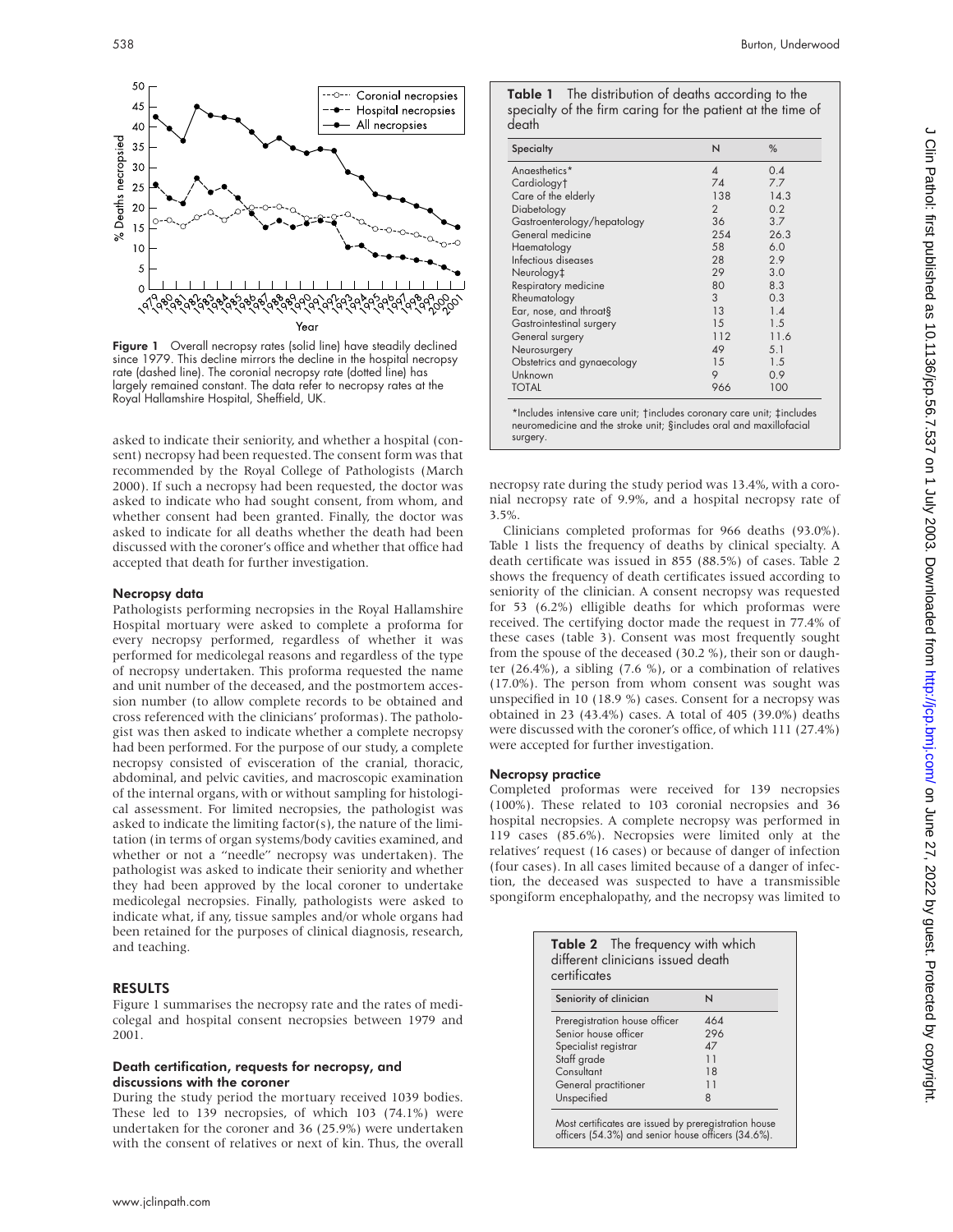Figure 1 Overall necropsy rates (solid line) have steadily declined since 1979. This decline mirrors the decline in the hospital necropsy rate (dashed line). The coronial necropsy rate (dotted line) has largely remained constant. The data refer to necropsy rates at the Royal Hallamshire Hospital, Sheffield, UK.

asked to indicate their seniority, and whether a hospital (consent) necropsy had been requested. The consent form was that recommended by the Royal College of Pathologists (March 2000). If such a necropsy had been requested, the doctor was asked to indicate who had sought consent, from whom, and whether consent had been granted. Finally, the doctor was asked to indicate for all deaths whether the death had been discussed with the coroner's office and whether that office had accepted that death for further investigation.

### Necropsy data

Pathologists performing necropsies in the Royal Hallamshire Hospital mortuary were asked to complete a proforma for every necropsy performed, regardless of whether it was performed for medicolegal reasons and regardless of the type of necropsy undertaken. This proforma requested the name and unit number of the deceased, and the postmortem accession number (to allow complete records to be obtained and cross referenced with the clinicians' proformas). The pathologist was then asked to indicate whether a complete necropsy had been performed. For the purpose of our study, a complete necropsy consisted of evisceration of the cranial, thoracic, abdominal, and pelvic cavities, and macroscopic examination of the internal organs, with or without sampling for histological assessment. For limited necropsies, the pathologist was asked to indicate the limiting factor(s), the nature of the limitation (in terms of organ systems/body cavities examined, and whether or not a "needle" necropsy was undertaken). The pathologist was asked to indicate their seniority and whether they had been approved by the local coroner to undertake medicolegal necropsies. Finally, pathologists were asked to indicate what, if any, tissue samples and/or whole organs had been retained for the purposes of clinical diagnosis, research, and teaching.

## RESULTS

Figure 1 summarises the necropsy rate and the rates of medicolegal and hospital consent necropsies between 1979 and 2001.

### Death certification, requests for necropsy, and discussions with the coroner

During the study period the mortuary received 1039 bodies. These led to 139 necropsies, of which 103 (74.1%) were undertaken for the coroner and 36 (25.9%) were undertaken with the consent of relatives or next of kin. Thus, the overall necropsy rate during the study period was 13.4%, with a coronial necropsy rate of 9.9%, and a hospital necropsy rate of 3.5%.

Clinicians completed proformas for 966 deaths (93.0%). Table 1 lists the frequency of deaths by clinical specialty. A death certificate was issued in 855 (88.5%) of cases. Table 2 shows the frequency of death certificates issued according to seniority of the clinician. A consent necropsy was requested for 53 (6.2%) elligible deaths for which proformas were received. The certifying doctor made the request in 77.4% of these cases (table 3). Consent was most frequently sought from the spouse of the deceased (30.2 %), their son or daughter (26.4%), a sibling (7.6 %), or a combination of relatives (17.0%). The person from whom consent was sought was unspecified in 10 (18.9 %) cases. Consent for a necropsy was obtained in 23 (43.4%) cases. A total of 405 (39.0%) deaths were discussed with the coroner's office, of which 111 (27.4%) were accepted for further investigation.

**Table 1** The distribution of deaths according to the specialty of the firm caring for the patient at the time of death

| Specialty | N | % |
|---|---|---|
| Anaesthetics* | 4 | 0.4 |
| Cardiology† | 74 | 7.7 |
| Care of the elderly | 138 | 14.3 |
| Diabetology | 2 | 0.2 |
| Gastroenterology/hepatology | 36 | 3.7 |
| General medicine | 254 | 26.3 |
| Haematology | 58 | 6.0 |
| Infectious diseases | 28 | 2.9 |
| Neurology‡ | 29 | 3.0 |
| Respiratory medicine | 80 | 8.3 |
| Rheumatology | 3 | 0.3 |
| Ear, nose, and throat§ | 13 | 1.4 |
| Gastrointestinal surgery | 15 | 1.5 |
| General surgery | 112 | 11.6 |
| Neurosurgery | 49 | 5.1 |
| Obstetrics and gynaecology | 15 | 1.5 |
| Unknown | 9 | 0.9 |
| TOTAL | 966 | 100 |

*Includes intensive care unit; †includes coronary care unit; ‡includes neuromedicine and the stroke unit; §includes oral and maxillofacial surgery.

### Necropsy practice

Completed proformas were received for 139 necropsies (100%). These related to 103 coronial necropsies and 36 hospital necropsies. A complete necropsy was performed in 119 cases (85.6%). Necropsies were limited only at the relatives' request (16 cases) or because of danger of infection (four cases). In all cases limited because of a danger of infection, the deceased was suspected to have a transmissible spongiform encephalopathy, and the necropsy was limited to

**Table 2** The frequency with which different clinicians issued death certificates

| Seniority of clinician | N |
|---|---|
| Preregistration house officer | 464 |
| Senior house officer | 296 |
| Specialist registrar | 47 |
| Staff grade | 11 |
| Consultant | 18 |
| General practitioner | 11 |
| Unspecified | 8 |

Most certificates are issued by preregistration house officers (54.3%) and senior house officers (34.6%).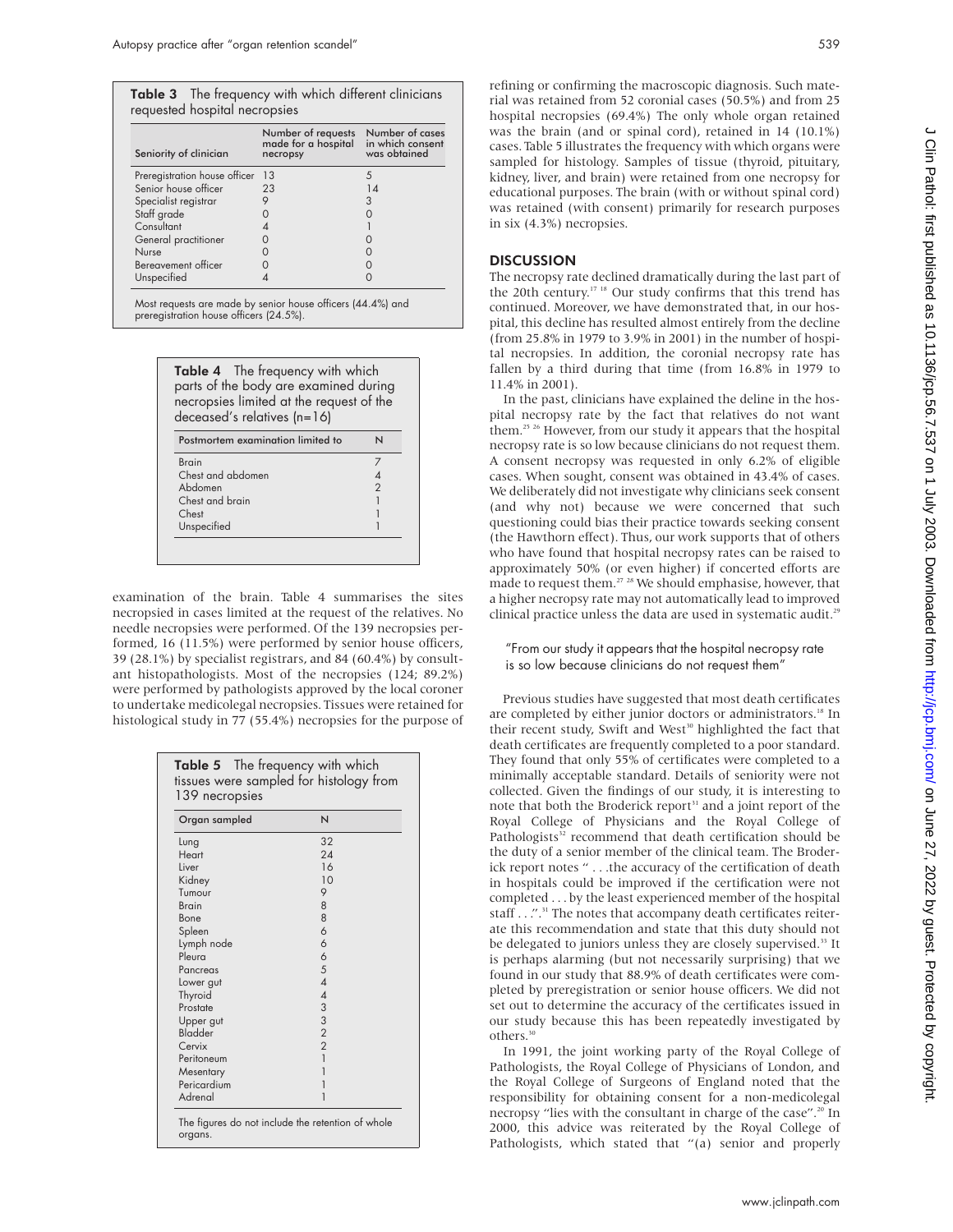**Table 3** The frequency with which different clinicians requested hospital necropsies

| Seniority of clinician | Number of requests made for a hospital necropsy | Number of cases in which consent was obtained |
|---|---|---|
| Preregistration house officer | 13 | 5 |
| Senior house officer | 23 | 14 |
| Specialist registrar | 9 | 3 |
| Staff grade | 0 | 0 |
| Consultant | 4 | 1 |
| General practitioner | 0 | 0 |
| Nurse | 0 | 0 |
| Bereavement officer | 0 | 0 |
| Unspecified | 4 | 0 |

Most requests are made by senior house officers (44.4%) and preregistration house officers (24.5%).

**Table 4** The frequency with which parts of the body are examined during necropsies limited at the request of the deceased's relatives (n=16)

| Postmortem examination limited to | N |
|---|---|
| Brain | 7 |
| Chest and abdomen | 4 |
| Abdomen | 2 |
| Chest and brain | 1 |
| Chest | 1 |
| Unspecified | 1 |

examination of the brain. Table 4 summarises the sites necropsied in cases limited at the request of the relatives. No needle necropsies were performed. Of the 139 necropsies performed, 16 (11.5%) were performed by senior house officers, 39 (28.1%) by specialist registrars, and 84 (60.4%) by consultant histopathologists. Most of the necropsies (124; 89.2%) were performed by pathologists approved by the local coroner to undertake medicolegal necropsies. Tissues were retained for histological study in 77 (55.4%) necropsies for the purpose of refining or confirming the macroscopic diagnosis. Such material was retained from 52 coronial cases (50.5%) and from 25 hospital necropsies (69.4%) The only whole organ retained was the brain (and or spinal cord), retained in 14 (10.1%) cases. Table 5 illustrates the frequency with which organs were sampled for histology. Samples of tissue (thyroid, pituitary, kidney, liver, and brain) were retained from one necropsy for educational purposes. The brain (with or without spinal cord) was retained (with consent) primarily for research purposes in six (4.3%) necropsies.

**Table 5** The frequency with which tissues were sampled for histology from 139 necropsies

| Organ sampled | N |
|---|---|
| Lung | 32 |
| Heart | 24 |
| Liver | 16 |
| Kidney | 10 |
| Tumour | 9 |
| Brain | 8 |
| Bone | 8 |
| Spleen | 6 |
| Lymph node | 6 |
| Pleura | 6 |
| Pancreas | 5 |
| Lower gut | 4 |
| Thyroid | 4 |
| Prostate | 3 |
| Upper gut | 3 |
| Bladder | 2 |
| Cervix | 2 |
| Peritoneum | 1 |
| Mesentary | 1 |
| Pericardium | 1 |
| Adrenal | 1 |

The figures do not include the retention of whole organs.

## DISCUSSION

The necropsy rate declined dramatically during the last part of the 20th century.[17 18] Our study confirms that this trend has continued. Moreover, we have demonstrated that, in our hospital, this decline has resulted almost entirely from the decline (from 25.8% in 1979 to 3.9% in 2001) in the number of hospital necropsies. In addition, the coronial necropsy rate has fallen by a third during that time (from 16.8% in 1979 to 11.4% in 2001).

In the past, clinicians have explained the deline in the hospital necropsy rate by the fact that relatives do not want them.[25 26] However, from our study it appears that the hospital necropsy rate is so low because clinicians do not request them. A consent necropsy was requested in only 6.2% of eligible cases. When sought, consent was obtained in 43.4% of cases. We deliberately did not investigate why clinicians seek consent (and why not) because we were concerned that such questioning could bias their practice towards seeking consent (the Hawthorn effect). Thus, our work supports that of others who have found that hospital necropsy rates can be raised to approximately 50% (or even higher) if concerted efforts are made to request them.[27 28] We should emphasise, however, that a higher necropsy rate may not automatically lead to improved clinical practice unless the data are used in systematic audit.[29]

> "From our study it appears that the hospital necropsy rate is so low because clinicians do not request them"

Previous studies have suggested that most death certificates are completed by either junior doctors or administrators.[18] In their recent study, Swift and West[30] highlighted the fact that death certificates are frequently completed to a poor standard. They found that only 55% of certificates were completed to a minimally acceptable standard. Details of seniority were not collected. Given the findings of our study, it is interesting to note that both the Broderick report[31] and a joint report of the Royal College of Physicians and the Royal College of Pathologists[32] recommend that death certification should be the duty of a senior member of the clinical team. The Broderick report notes " . . .the accuracy of the certification of death in hospitals could be improved if the certification were not completed . . . by the least experienced member of the hospital staff . . .".[31] The notes that accompany death certificates reiterate this recommendation and state that this duty should not be delegated to juniors unless they are closely supervised.[33] It is perhaps alarming (but not necessarily surprising) that we found in our study that 88.9% of death certificates were completed by preregistration or senior house officers. We did not set out to determine the accuracy of the certificates issued in our study because this has been repeatedly investigated by others.[30]

In 1991, the joint working party of the Royal College of Pathologists, the Royal College of Physicians of London, and the Royal College of Surgeons of England noted that the responsibility for obtaining consent for a non-medicolegal necropsy "lies with the consultant in charge of the case".[20] In 2000, this advice was reiterated by the Royal College of Pathologists, which stated that "(a) senior and properly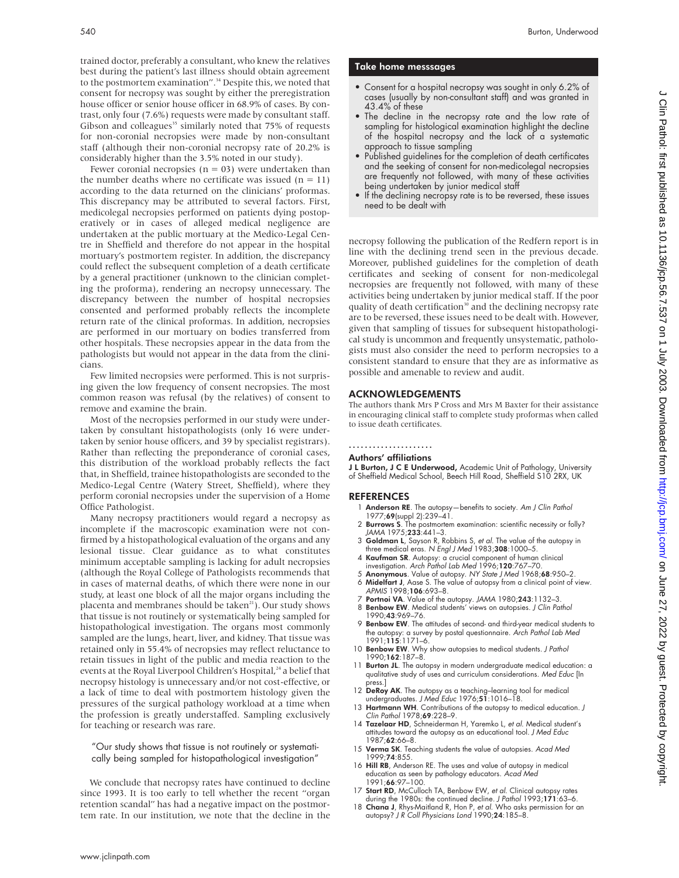trained doctor, preferably a consultant, who knew the relatives best during the patient's last illness should obtain agreement to the postmortem examination".[34] Despite this, we noted that consent for necropsy was sought by either the preregistration house officer or senior house officer in 68.9% of cases. By contrast, only four (7.6%) requests were made by consultant staff. Gibson and colleagues[35] similarly noted that 75% of requests for non-coronial necropsies were made by non-consultant staff (although their non-coronial necropsy rate of 20.2% is considerably higher than the 3.5% noted in our study).

Fewer coronial necropsies (n = 03) were undertaken than the number deaths where no certificate was issued (n = 11) according to the data returned on the clinicians' proformas. This discrepancy may be attributed to several factors. First, medicolegal necropsies performed on patients dying postoperatively or in cases of alleged medical negligence are undertaken at the public mortuary at the Medico-Legal Centre in Sheffield and therefore do not appear in the hospital mortuary's postmortem register. In addition, the discrepancy could reflect the subsequent completion of a death certificate by a general practitioner (unknown to the clinician completing the proforma), rendering an necropsy unnecessary. The discrepancy between the number of hospital necropsies consented and performed probably reflects the incomplete return rate of the clinical proformas. In addition, necropsies are performed in our mortuary on bodies transferred from other hospitals. These necropsies appear in the data from the pathologists but would not appear in the data from the clinicians.

Few limited necropsies were performed. This is not surprising given the low frequency of consent necropsies. The most common reason was refusal (by the relatives) of consent to remove and examine the brain.

Most of the necropsies performed in our study were undertaken by consultant histopathologists (only 16 were undertaken by senior house officers, and 39 by specialist registrars). Rather than reflecting the preponderance of coronial cases, this distribution of the workload probably reflects the fact that, in Sheffield, trainee histopathologists are seconded to the Medico-Legal Centre (Watery Street, Sheffield), where they perform coronial necropsies under the supervision of a Home Office Pathologist.

Many necropsy practitioners would regard a necropsy as incomplete if the macroscopic examination were not confirmed by a histopathological evaluation of the organs and any lesional tissue. Clear guidance as to what constitutes minimum acceptable sampling is lacking for adult necropsies (although the Royal College of Pathologists recommends that in cases of maternal deaths, of which there were none in our study, at least one block of all the major organs including the placenta and membranes should be taken[21]). Our study shows that tissue is not routinely or systematically being sampled for histopathological investigation. The organs most commonly sampled are the lungs, heart, liver, and kidney. That tissue was retained only in 55.4% of necropsies may reflect reluctance to retain tissues in light of the public and media reaction to the events at the Royal Liverpool Children's Hospital,[24] a belief that necropsy histology is unnecessary and/or not cost-effective, or a lack of time to deal with postmortem histology given the pressures of the surgical pathology workload at a time when the profession is greatly understaffed. Sampling exclusively for teaching or research was rare.

> "Our study shows that tissue is not routinely or systematically being sampled for histopathological investigation"

We conclude that necropsy rates have continued to decline since 1993. It is too early to tell whether the recent "organ retention scandal" has had a negative impact on the postmortem rate. In our institution, we note that the decline in the necropsy following the publication of the Redfern report is in line with the declining trend seen in the previous decade. Moreover, published guidelines for the completion of death certificates and seeking of consent for non-medicolegal necropsies are frequently not followed, with many of these activities being undertaken by junior medical staff. If the poor quality of death certification[30] and the declining necropsy rate are to be reversed, these issues need to be dealt with. However, given that sampling of tissues for subsequent histopathological study is uncommon and frequently unsystematic, pathologists must also consider the need to perform necropsies to a consistent standard to ensure that they are as informative as possible and amenable to review and audit.

### Take home messsages

- Consent for a hospital necropsy was sought in only 6.2% of cases (usually by non-consultant staff) and was granted in 43.4% of these
- The decline in the necropsy rate and the low rate of sampling for histological examination highlight the decline of the hospital necropsy and the lack of a systematic approach to tissue sampling
- Published guidelines for the completion of death certificates and the seeking of consent for non-medicolegal necropsies are frequently not followed, with many of these activities being undertaken by junior medical staff
- If the declining necropsy rate is to be reversed, these issues need to be dealt with

## ACKNOWLEDGEMENTS

The authors thank Mrs P Cross and Mrs M Baxter for their assistance in encouraging clinical staff to complete study proformas when called to issue death certificates.

### Authors' affiliations

**J L Burton, J C E Underwood,** Academic Unit of Pathology, University of Sheffield Medical School, Beech Hill Road, Sheffield S10 2RX, UK

## REFERENCES

1. **Anderson RE**. The autopsy—benefits to society. *Am J Clin Pathol* 1977;**69**(suppl 2):239–41.
2. **Burrows S**. The postmortem examination: scientific necessity or folly? *JAMA* 1975;**233**:441–3.
3. **Goldman L**, Sayson R, Robbins S, *et al*. The value of the autopsy in three medical eras. *N Engl J Med* 1983;**308**:1000–5.
4. **Kaufman SR**. Autopsy: a crucial component of human clinical investigation. *Arch Pathol Lab Med* 1996;**120**:767–70.
5. **Anonymous**. Value of autopsy. *NY State J Med* 1968;**68**:950–2.
6. **Midelfart J**, Aase S. The value of autopsy from a clinical point of view. *APMIS* 1998;**106**:693–8.
7. **Portnoi VA**. Value of the autopsy. *JAMA* 1980;**243**:1132–3.
8. **Benbow EW**. Medical students' views on autopsies. *J Clin Pathol* 1990;**43**:969–76.
9. **Benbow EW**. The attitudes of second- and third-year medical students to the autopsy: a survey by postal questionnaire. *Arch Pathol Lab Med* 1991;**115**:1171–6.
10. **Benbow EW**. Why show autopsies to medical students. *J Pathol* 1990;**162**:187–8.
11. **Burton JL**. The autopsy in modern undergraduate medical education: a qualitative study of uses and curriculum considerations. *Med Educ* [In press.]
12. **DeRoy AK**. The autopsy as a teaching–learning tool for medical undergraduates. *J Med Educ* 1976;**51**:1016–18.
13. **Hartmann WH**. Contributions of the autopsy to medical education. *J Clin Pathol* 1978;**69**:228–9.
14. **Tazelaar HD**, Schneiderman H, Yaremko L, *et al*. Medical student's attitudes toward the autopsy as an educational tool. *J Med Educ* 1987;**62**:66–8.
15. **Verma SK**. Teaching students the value of autopsies. *Acad Med* 1999;**74**:855.
16. **Hill RB**, Anderson RE. The uses and value of autopsy in medical education as seen by pathology educators. *Acad Med* 1991;**66**:97–100.
17. **Start RD**, McCulloch TA, Benbow EW, *et al*. Clinical autopsy rates during the 1980s: the continued decline. *J Pathol* 1993;**171**:63–6.
18. **Chana J**, Rhys-Maitland R, Hon P, *et al*. Who asks permission for an autopsy? *J R Coll Physicians Lond* 1990;**24**:185–8.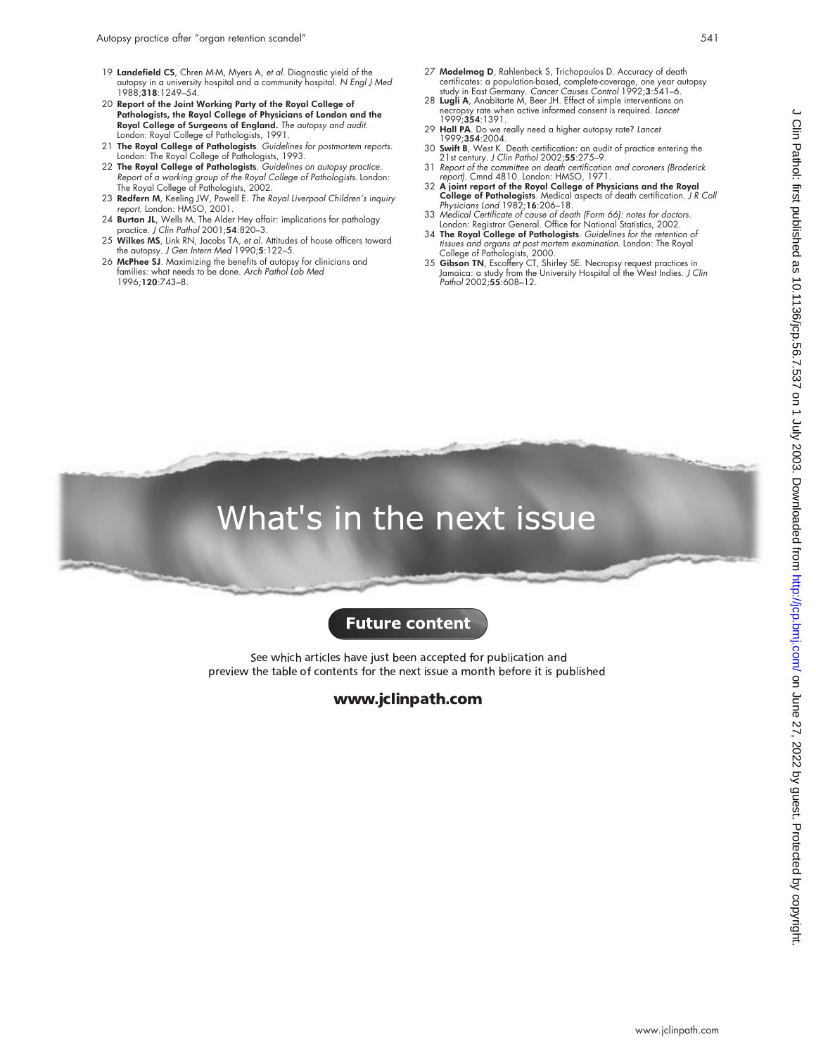19 **Landefield CS**, Chren M-M, Myers A, *et al*. Diagnostic yield of the autopsy in a university hospital and a community hospital. *N Engl J Med* 1988;**318**:1249–54.

20 **Report of the Joint Working Party of the Royal College of Pathologists, the Royal College of Physicians of London and the Royal College of Surgeons of England.** *The autopsy and audit.* London: Royal College of Pathologists, 1991.

21 **The Royal College of Pathologists**. *Guidelines for postmortem reports.* London: The Royal College of Pathologists, 1993.

22 **The Royal College of Pathologists**. *Guidelines on autopsy practice. Report of a working group of the Royal College of Pathologists.* London: The Royal College of Pathologists, 2002.

23 **Redfern M**, Keeling JW, Powell E. *The Royal Liverpool Children's inquiry report.* London: HMSO, 2001.

24 **Burton JL**, Wells M. The Alder Hey affair: implications for pathology practice. *J Clin Pathol* 2001;**54**:820–3.

25 **Wilkes MS**, Link RN, Jacobs TA, *et al*. Attitudes of house officers toward the autopsy. *J Gen Intern Med* 1990;**5**:122–5.

26 **McPhee SJ**. Maximizing the benefits of autopsy for clinicians and families: what needs to be done. *Arch Pathol Lab Med* 1996;**120**:743–8.

27 **Modelmog D**, Rahlenbeck S, Trichopoulos D. Accuracy of death certificates: a population-based, complete-coverage, one year autopsy study in East Germany. *Cancer Causes Control* 1992;**3**:541–6.

28 **Lugli A**, Anabitarte M, Beer JH. Effect of simple interventions on necropsy rate when active informed consent is required. *Lancet* 1999;**354**:1391.

29 **Hall PA**. Do we really need a higher autopsy rate? *Lancet* 1999;**354**:2004.

30 **Swift B**, West K. Death certification: an audit of practice entering the 21st century. *J Clin Pathol* 2002;**55**:275–9.

31 *Report of the committee on death certification and coroners (Broderick report).* Cmnd 4810. London: HMSO, 1971.

32 **A joint report of the Royal College of Physicians and the Royal College of Pathologists**. Medical aspects of death certification. *J R Coll Physicians Lond* 1982;**16**:206–18.

33 *Medical Certificate of cause of death (Form 66): notes for doctors.* London: Registrar General. Office for National Statistics, 2002.

34 **The Royal College of Pathologists**. *Guidelines for the retention of tissues and organs at post mortem examination.* London: The Royal College of Pathologists, 2000.

35 **Gibson TN**, Escoffery CT, Shirley SE. Necropsy request practices in Jamaica: a study from the University Hospital of the West Indies. *J Clin Pathol* 2002;**55**:608–12.

# What's in the next issue

**Future content**

See which articles have just been accepted for publication and preview the table of contents for the next issue a month before it is published

**www.jclinpath.com**